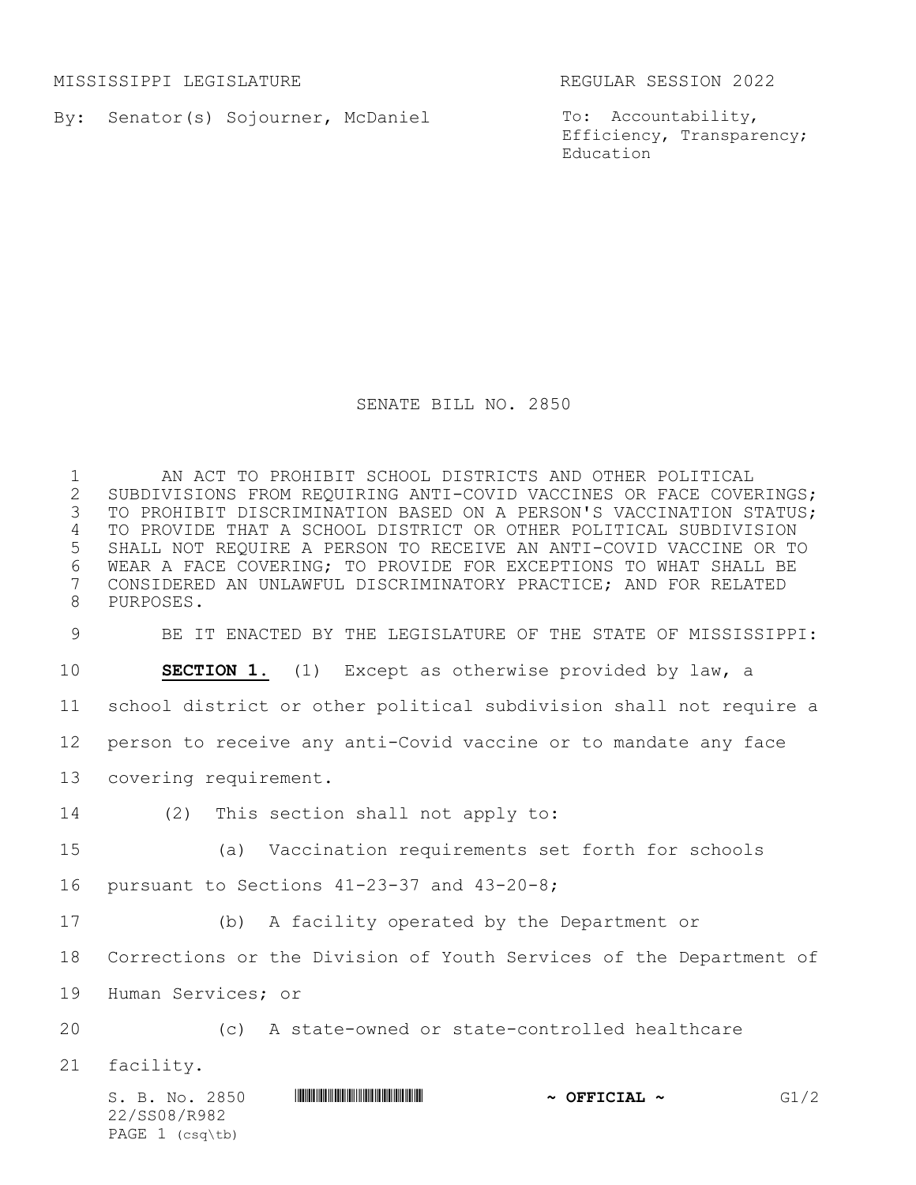MISSISSIPPI LEGISLATURE                                                    REGULAR SESSION 2022

By: Senator(s) Sojourner, McDaniel

To: Accountability, Efficiency, Transparency; Education

# SENATE BILL NO. 2850

AN ACT TO PROHIBIT SCHOOL DISTRICTS AND OTHER POLITICAL SUBDIVISIONS FROM REQUIRING ANTI-COVID VACCINES OR FACE COVERINGS; TO PROHIBIT DISCRIMINATION BASED ON A PERSON'S VACCINATION STATUS; TO PROVIDE THAT A SCHOOL DISTRICT OR OTHER POLITICAL SUBDIVISION SHALL NOT REQUIRE A PERSON TO RECEIVE AN ANTI-COVID VACCINE OR TO WEAR A FACE COVERING; TO PROVIDE FOR EXCEPTIONS TO WHAT SHALL BE CONSIDERED AN UNLAWFUL DISCRIMINATORY PRACTICE; AND FOR RELATED PURPOSES.

BE IT ENACTED BY THE LEGISLATURE OF THE STATE OF MISSISSIPPI:

**SECTION 1.** (1) Except as otherwise provided by law, a school district or other political subdivision shall not require a person to receive any anti-Covid vaccine or to mandate any face covering requirement.

(2) This section shall not apply to:

(a) Vaccination requirements set forth for schools pursuant to Sections 41-23-37 and 43-20-8;

(b) A facility operated by the Department or Corrections or the Division of Youth Services of the Department of Human Services; or

(c) A state-owned or state-controlled healthcare facility.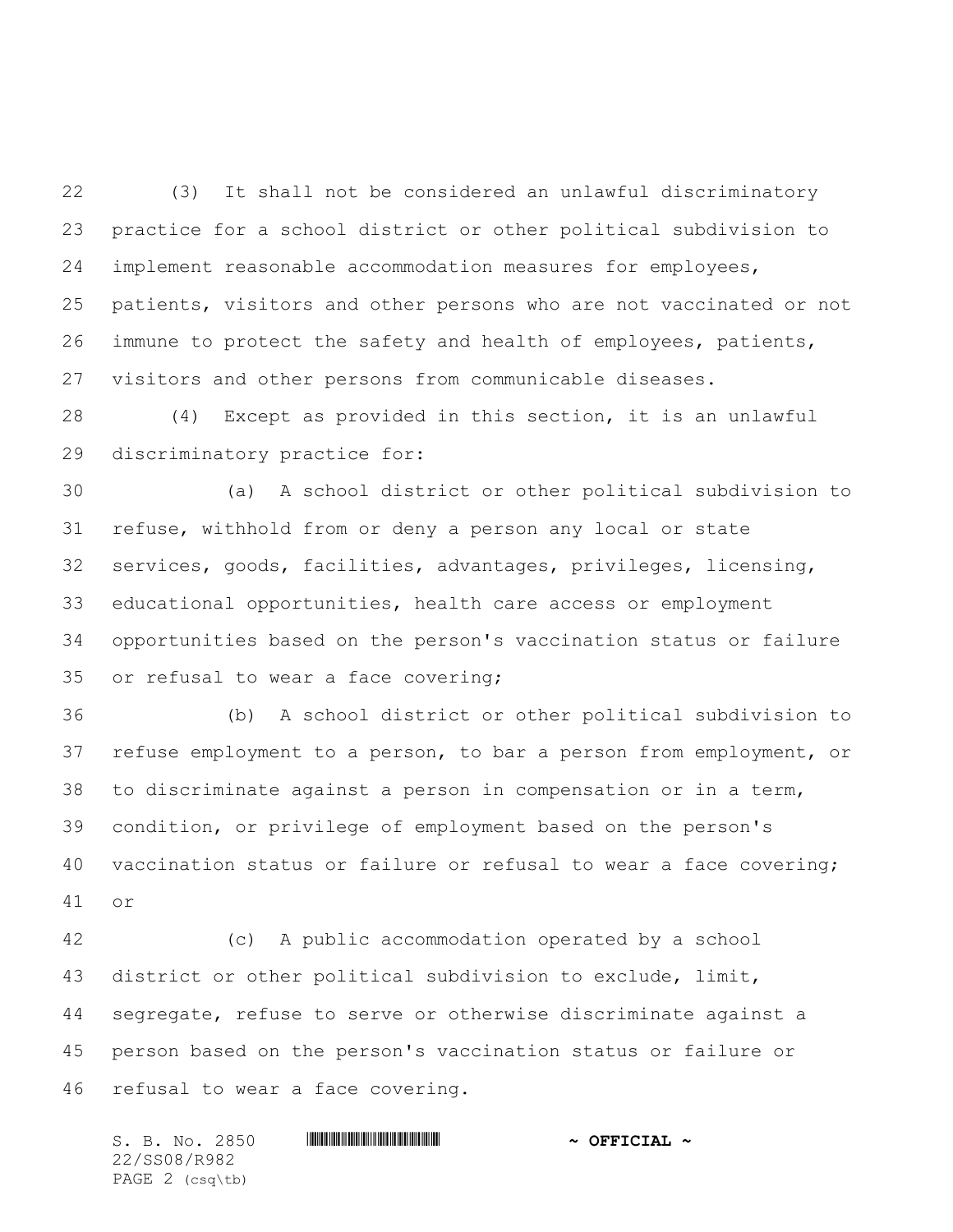(3) It shall not be considered an unlawful discriminatory practice for a school district or other political subdivision to implement reasonable accommodation measures for employees, patients, visitors and other persons who are not vaccinated or not immune to protect the safety and health of employees, patients, visitors and other persons from communicable diseases.

(4) Except as provided in this section, it is an unlawful discriminatory practice for:

(a) A school district or other political subdivision to refuse, withhold from or deny a person any local or state services, goods, facilities, advantages, privileges, licensing, educational opportunities, health care access or employment opportunities based on the person's vaccination status or failure or refusal to wear a face covering;

(b) A school district or other political subdivision to refuse employment to a person, to bar a person from employment, or to discriminate against a person in compensation or in a term, condition, or privilege of employment based on the person's vaccination status or failure or refusal to wear a face covering; or

(c) A public accommodation operated by a school district or other political subdivision to exclude, limit, segregate, refuse to serve or otherwise discriminate against a person based on the person's vaccination status or failure or refusal to wear a face covering.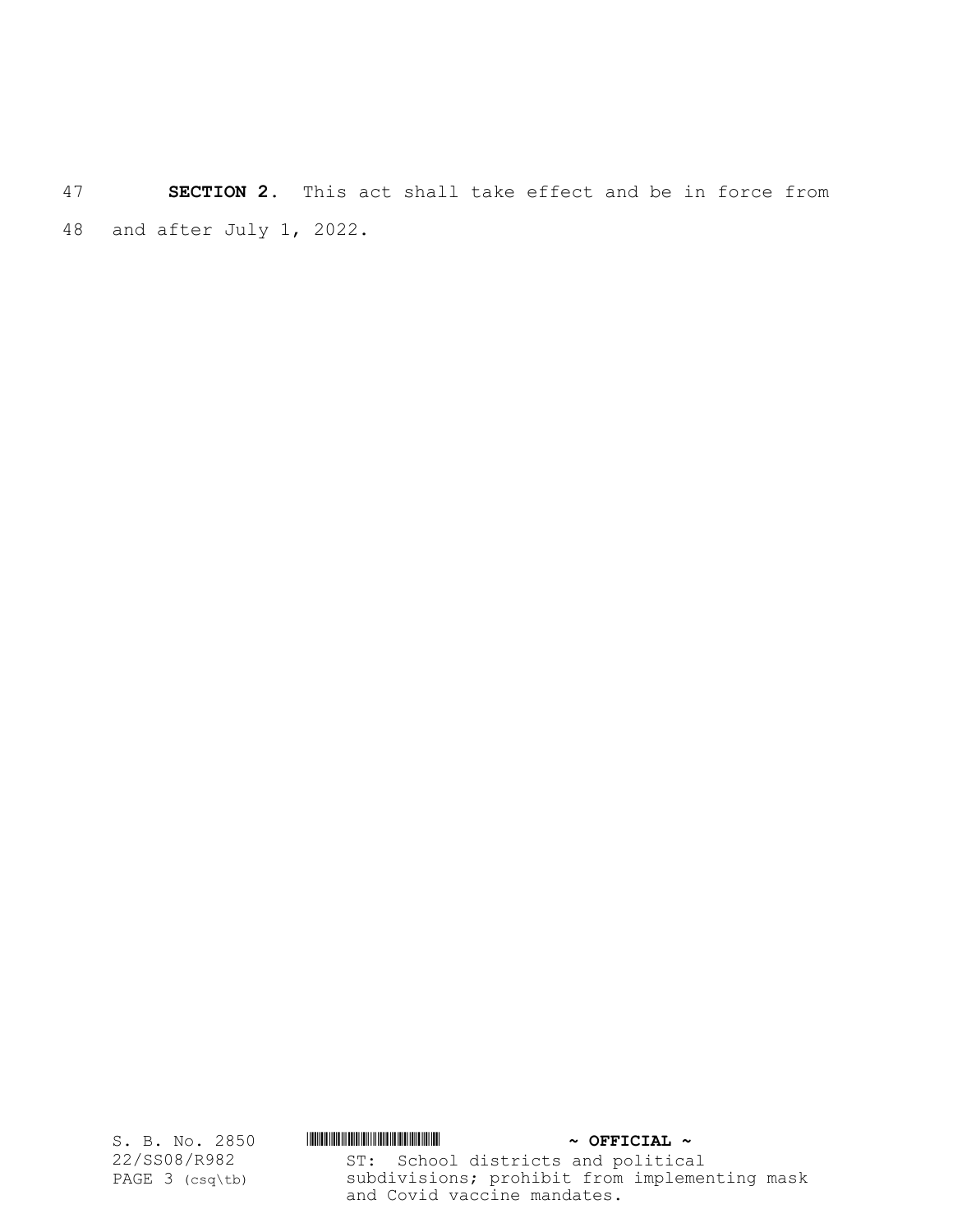**SECTION 2.** This act shall take effect and be in force from and after July 1, 2022.